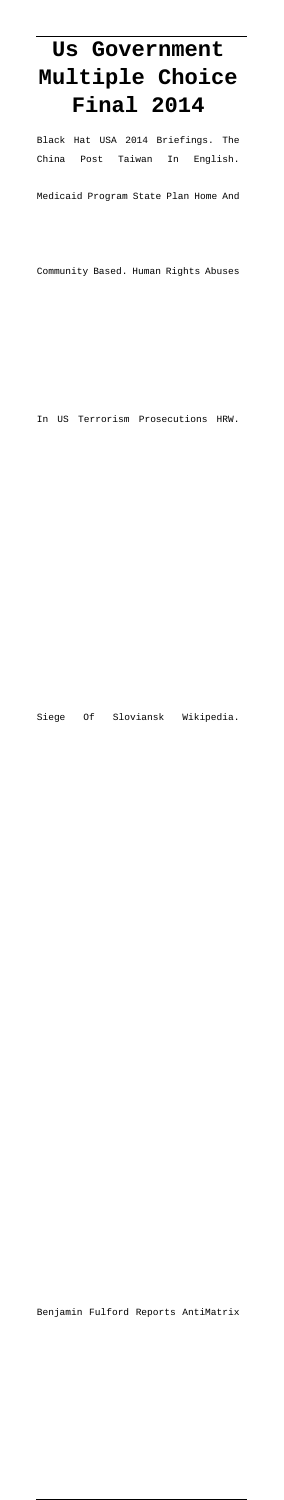# Us Government Multiple Choice Final 2014

Black Hat USA 2014 Briefings. The China Post Taiwan In English. Medicaid Program State Plan Home And Community Based. Human Rights Abuses In US Terrorism Prosecutions HRW. Siege Of Sloviansk Wikipedia. Benjamin Fulford Reports AntiMatrix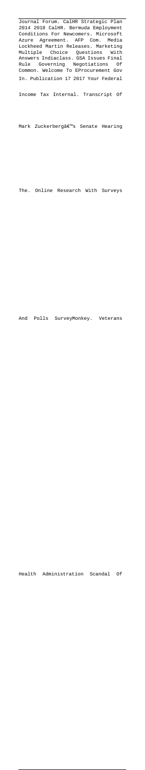Journal Forum. CalHR Strategic Plan 2014 2018 CalHR. Bermuda Employment Conditions For Newcomers. Microsoft Azure Agreement. AFP Com. Media Lockheed Martin Releases. Marketing Multiple Choice Questions With Answers Indiaclass. GSA Issues Final Rule Governing Negotiations Of Common. Welcome To EProcurement Gov In. Publication 17 2017 Your Federal Income Tax Internal. Transcript Of Mark Zuckerbergâ€™s Senate Hearing The. Online Research With Surveys And Polls SurveyMonkey. Veterans Health Administration Scandal Of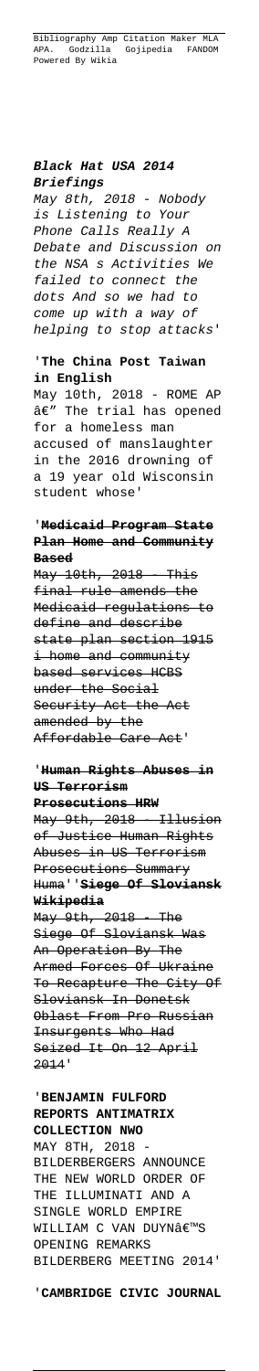Bibliography Amp Citation Maker MLA APA. Godzilla Gojipedia FANDOM Powered By Wikia

***Black Hat USA 2014 Briefings***

*May 8th, 2018 - Nobody is Listening to Your Phone Calls Really A Debate and Discussion on the NSA s Activities We failed to connect the dots And so we had to come up with a way of helping to stop attacks*'

'**The China Post Taiwan in English**

May 10th, 2018 - ROME AP â€" The trial has opened for a homeless man accused of manslaughter in the 2016 drowning of a 19 year old Wisconsin student whose'

'~~**Medicaid Program State Plan Home and Community Based**~~

~~May 10th, 2018 - This final rule amends the Medicaid regulations to define and describe state plan section 1915 i home and community based services HCBS under the Social Security Act the Act amended by the Affordable Care Act~~'

'~~**Human Rights Abuses in US Terrorism Prosecutions HRW**~~

~~May 9th, 2018 - Illusion of Justice Human Rights Abuses in US Terrorism Prosecutions Summary Huma~~''~~**Siege Of Sloviansk Wikipedia**~~

~~May 9th, 2018 - The Siege Of Sloviansk Was An Operation By The Armed Forces Of Ukraine To Recapture The City Of Sloviansk In Donetsk Oblast From Pro Russian Insurgents Who Had Seized It On 12 April 2014~~'

'**BENJAMIN FULFORD REPORTS ANTIMATRIX COLLECTION NWO**

MAY 8TH, 2018 - BILDERBERGERS ANNOUNCE THE NEW WORLD ORDER OF THE ILLUMINATI AND A SINGLE WORLD EMPIRE WILLIAM C VAN DUYNâ€™S OPENING REMARKS BILDERBERG MEETING 2014'

'**CAMBRIDGE CIVIC JOURNAL**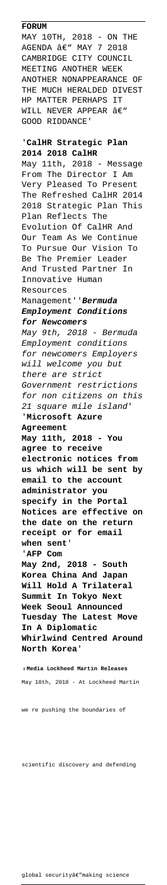**FORUM**

MAY 10TH, 2018 - ON THE AGENDA â€" MAY 7 2018 CAMBRIDGE CITY COUNCIL MEETING ANOTHER WEEK ANOTHER NONAPPEARANCE OF THE MUCH HERALDED DIVEST HP MATTER PERHAPS IT WILL NEVER APPEAR â€" GOOD RIDDANCE'

'**CalHR Strategic Plan 2014 2018 CalHR**

May 11th, 2018 - Message From The Director I Am Very Pleased To Present The Refreshed CalHR 2014 2018 Strategic Plan This Plan Reflects The Evolution Of CalHR And Our Team As We Continue To Pursue Our Vision To Be The Premier Leader And Trusted Partner In Innovative Human Resources Management''***Bermuda Employment Conditions for Newcomers***

*May 9th, 2018 - Bermuda Employment conditions for newcomers Employers will welcome you but there are strict Government restrictions for non citizens on this 21 square mile island*'

'**Microsoft Azure Agreement**

**May 11th, 2018 - You agree to receive electronic notices from us which will be sent by email to the account administrator you specify in the Portal Notices are effective on the date on the return receipt or for email when sent**'

'**AFP Com**

**May 2nd, 2018 - South Korea China And Japan Will Hold A Trilateral Summit In Tokyo Next Week Seoul Announced Tuesday The Latest Move In A Diplomatic Whirlwind Centred Around North Korea**'

'**Media Lockheed Martin Releases**

May 10th, 2018 - At Lockheed Martin we re pushing the boundaries of scientific discovery and defending global securityâ€"making science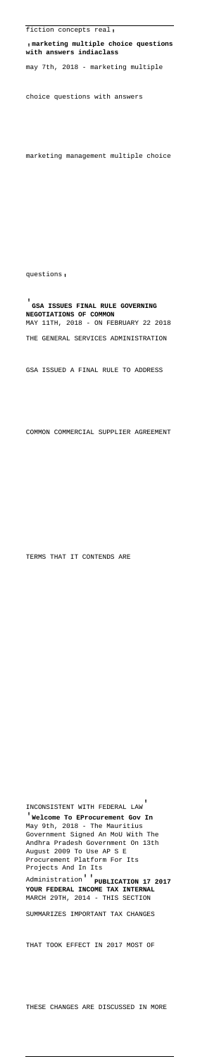fiction concepts real'

'**marketing multiple choice questions with answers indiaclass**

may 7th, 2018 - marketing multiple choice questions with answers marketing management multiple choice questions'

'**GSA ISSUES FINAL RULE GOVERNING NEGOTIATIONS OF COMMON**

MAY 11TH, 2018 - ON FEBRUARY 22 2018 THE GENERAL SERVICES ADMINISTRATION GSA ISSUED A FINAL RULE TO ADDRESS COMMON COMMERCIAL SUPPLIER AGREEMENT TERMS THAT IT CONTENDS ARE INCONSISTENT WITH FEDERAL LAW'

'**Welcome To EProcurement Gov In**

May 9th, 2018 - The Mauritius Government Signed An MoU With The Andhra Pradesh Government On 13th August 2009 To Use AP S E Procurement Platform For Its Projects And In Its Administration''

'**PUBLICATION 17 2017 YOUR FEDERAL INCOME TAX INTERNAL**

MARCH 29TH, 2014 - THIS SECTION SUMMARIZES IMPORTANT TAX CHANGES THAT TOOK EFFECT IN 2017 MOST OF THESE CHANGES ARE DISCUSSED IN MORE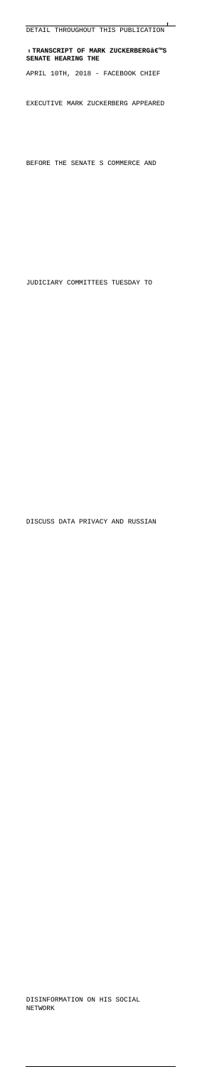DETAIL THROUGHOUT THIS PUBLICATION

**TRANSCRIPT OF MARK ZUCKERBERG€™S SENATE HEARING THE**

APRIL 10TH, 2018 - FACEBOOK CHIEF EXECUTIVE MARK ZUCKERBERG APPEARED BEFORE THE SENATE S COMMERCE AND JUDICIARY COMMITTEES TUESDAY TO DISCUSS DATA PRIVACY AND RUSSIAN DISINFORMATION ON HIS SOCIAL NETWORK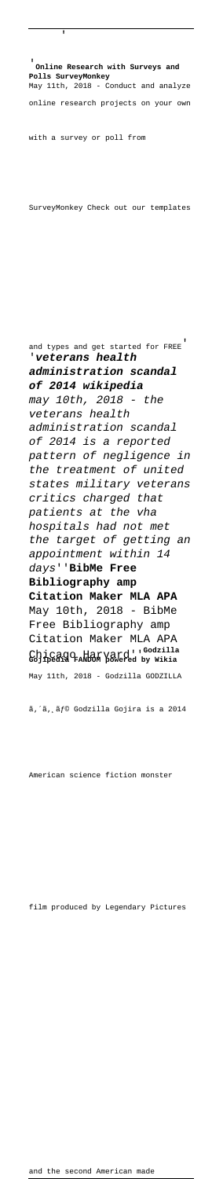'**Online Research with Surveys and Polls SurveyMonkey**
May 11th, 2018 - Conduct and analyze online research projects on your own with a survey or poll from SurveyMonkey Check out our templates and types and get started for FREE'

'***veterans health administration scandal of 2014 wikipedia***
*may 10th, 2018 - the veterans health administration scandal of 2014 is a reported pattern of negligence in the treatment of united states military veterans critics charged that patients at the vha hospitals had not met the target of getting an appointment within 14 days*'

'**BibMe Free Bibliography amp Citation Maker MLA APA**
May 10th, 2018 - BibMe Free Bibliography amp Citation Maker MLA APA Chicago Harvard'

'**Godzilla Gojipedia FANDOM powered by Wikia**
May 11th, 2018 - Godzilla GODZILLA ã,´ã, ãƒ© Godzilla Gojira is a 2014 American science fiction monster film produced by Legendary Pictures and the second American made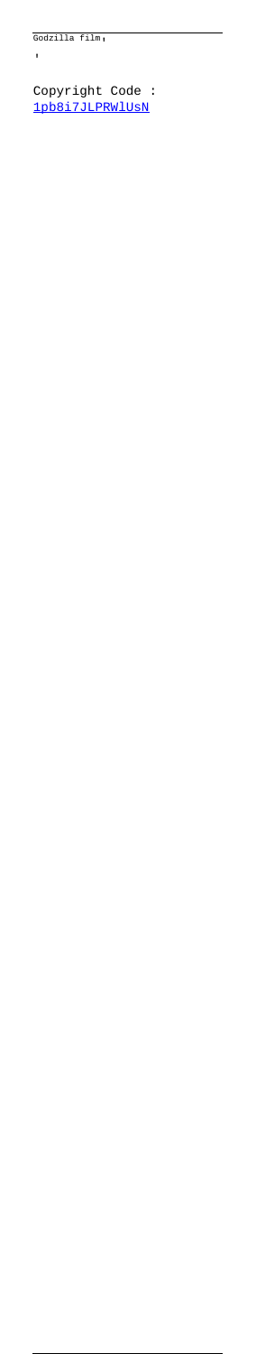Godzilla film, '

Copyright Code : [1pb8i7JLPRWlUsN]